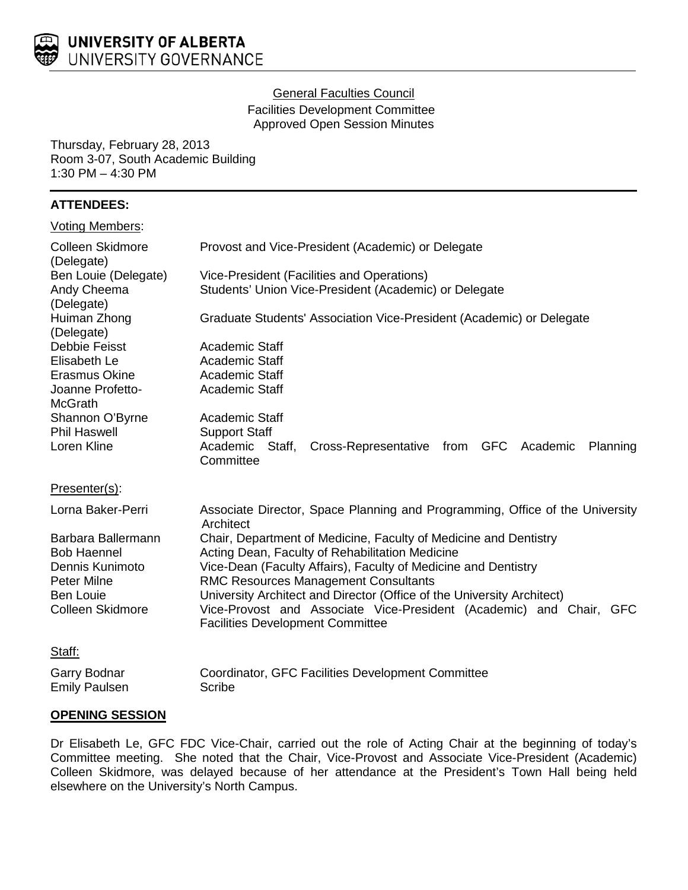**UNIVERSITY OF ALBERTA**
UNIVERSITY GOVERNANCE

General Faculties Council
Facilities Development Committee
Approved Open Session Minutes

Thursday, February 28, 2013
Room 3-07, South Academic Building
1:30 PM – 4:30 PM

## ATTENDEES:

Voting Members:

| | |
|---|---|
| Colleen Skidmore (Delegate) | Provost and Vice-President (Academic) or Delegate |
| Ben Louie (Delegate) | Vice-President (Facilities and Operations) |
| Andy Cheema (Delegate) | Students' Union Vice-President (Academic) or Delegate |
| Huiman Zhong (Delegate) | Graduate Students' Association Vice-President (Academic) or Delegate |
| Debbie Feisst | Academic Staff |
| Elisabeth Le | Academic Staff |
| Erasmus Okine | Academic Staff |
| Joanne Profetto-McGrath | Academic Staff |
| Shannon O'Byrne | Academic Staff |
| Phil Haswell | Support Staff |
| Loren Kline | Academic Staff, Cross-Representative from GFC Academic Planning Committee |

Presenter(s):

| | |
|---|---|
| Lorna Baker-Perri | Associate Director, Space Planning and Programming, Office of the University Architect |
| Barbara Ballermann | Chair, Department of Medicine, Faculty of Medicine and Dentistry |
| Bob Haennel | Acting Dean, Faculty of Rehabilitation Medicine |
| Dennis Kunimoto | Vice-Dean (Faculty Affairs), Faculty of Medicine and Dentistry |
| Peter Milne | RMC Resources Management Consultants |
| Ben Louie | University Architect and Director (Office of the University Architect) |
| Colleen Skidmore | Vice-Provost and Associate Vice-President (Academic) and Chair, GFC Facilities Development Committee |

Staff:

| | |
|---|---|
| Garry Bodnar | Coordinator, GFC Facilities Development Committee |
| Emily Paulsen | Scribe |

## OPENING SESSION

Dr Elisabeth Le, GFC FDC Vice-Chair, carried out the role of Acting Chair at the beginning of today's Committee meeting. She noted that the Chair, Vice-Provost and Associate Vice-President (Academic) Colleen Skidmore, was delayed because of her attendance at the President's Town Hall being held elsewhere on the University's North Campus.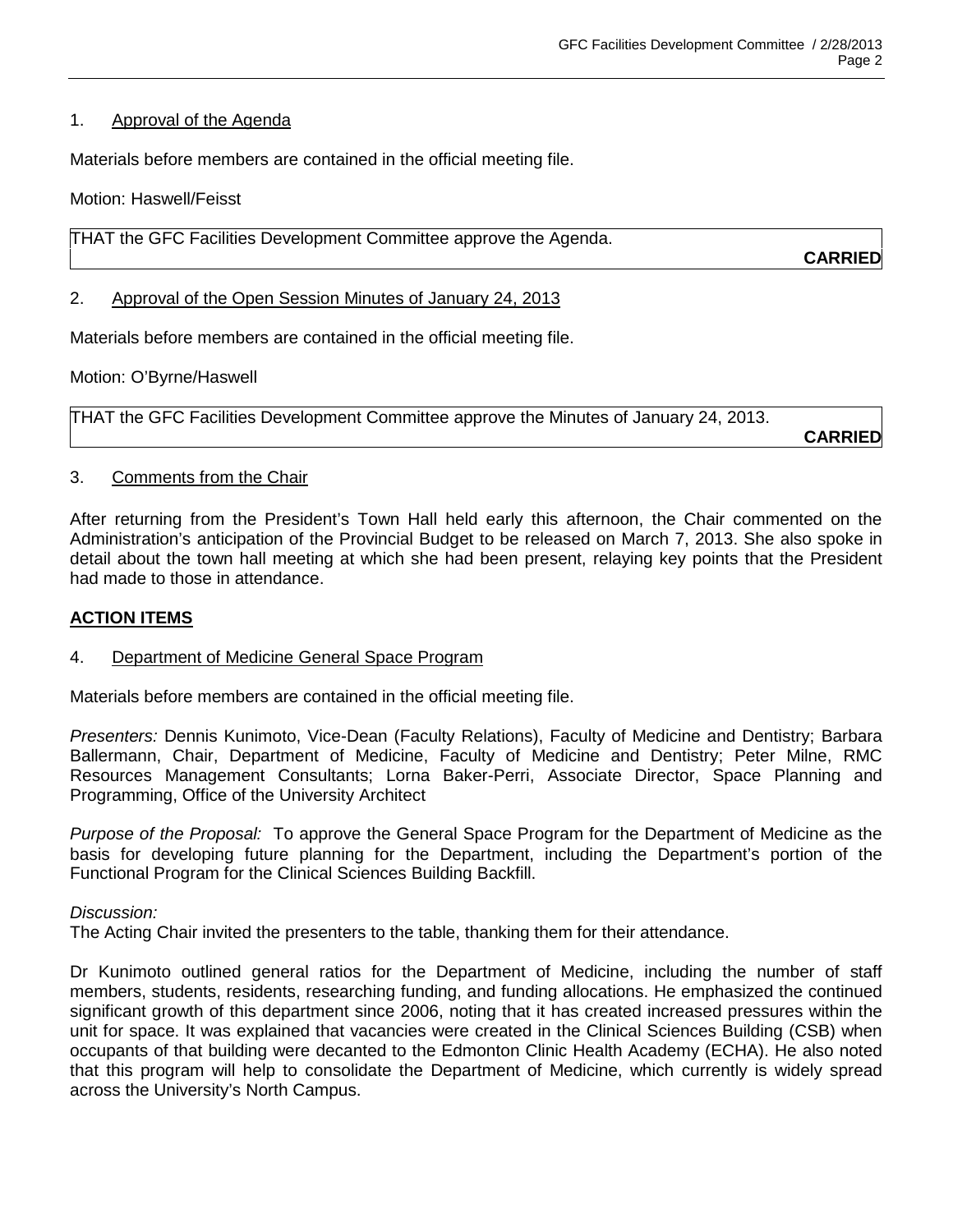1. Approval of the Agenda

Materials before members are contained in the official meeting file.

Motion: Haswell/Feisst

| THAT the GFC Facilities Development Committee approve the Agenda. **CARRIED** |
|---|

2. Approval of the Open Session Minutes of January 24, 2013

Materials before members are contained in the official meeting file.

Motion: O'Byrne/Haswell

| THAT the GFC Facilities Development Committee approve the Minutes of January 24, 2013. **CARRIED** |
|---|

3. Comments from the Chair

After returning from the President's Town Hall held early this afternoon, the Chair commented on the Administration's anticipation of the Provincial Budget to be released on March 7, 2013. She also spoke in detail about the town hall meeting at which she had been present, relaying key points that the President had made to those in attendance.

**ACTION ITEMS**

4. Department of Medicine General Space Program

Materials before members are contained in the official meeting file.

*Presenters:* Dennis Kunimoto, Vice-Dean (Faculty Relations), Faculty of Medicine and Dentistry; Barbara Ballermann, Chair, Department of Medicine, Faculty of Medicine and Dentistry; Peter Milne, RMC Resources Management Consultants; Lorna Baker-Perri, Associate Director, Space Planning and Programming, Office of the University Architect

*Purpose of the Proposal:* To approve the General Space Program for the Department of Medicine as the basis for developing future planning for the Department, including the Department's portion of the Functional Program for the Clinical Sciences Building Backfill.

*Discussion:*
The Acting Chair invited the presenters to the table, thanking them for their attendance.

Dr Kunimoto outlined general ratios for the Department of Medicine, including the number of staff members, students, residents, researching funding, and funding allocations. He emphasized the continued significant growth of this department since 2006, noting that it has created increased pressures within the unit for space. It was explained that vacancies were created in the Clinical Sciences Building (CSB) when occupants of that building were decanted to the Edmonton Clinic Health Academy (ECHA). He also noted that this program will help to consolidate the Department of Medicine, which currently is widely spread across the University's North Campus.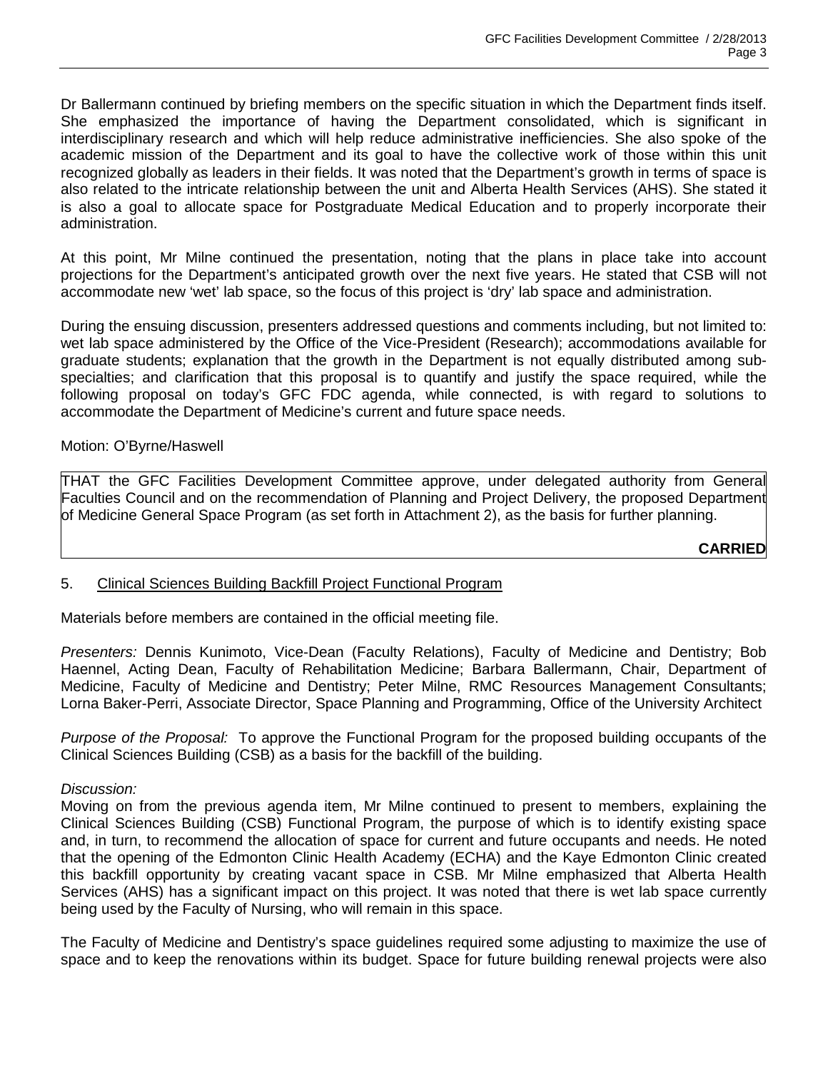Dr Ballermann continued by briefing members on the specific situation in which the Department finds itself. She emphasized the importance of having the Department consolidated, which is significant in interdisciplinary research and which will help reduce administrative inefficiencies. She also spoke of the academic mission of the Department and its goal to have the collective work of those within this unit recognized globally as leaders in their fields. It was noted that the Department's growth in terms of space is also related to the intricate relationship between the unit and Alberta Health Services (AHS). She stated it is also a goal to allocate space for Postgraduate Medical Education and to properly incorporate their administration.

At this point, Mr Milne continued the presentation, noting that the plans in place take into account projections for the Department's anticipated growth over the next five years. He stated that CSB will not accommodate new 'wet' lab space, so the focus of this project is 'dry' lab space and administration.

During the ensuing discussion, presenters addressed questions and comments including, but not limited to: wet lab space administered by the Office of the Vice-President (Research); accommodations available for graduate students; explanation that the growth in the Department is not equally distributed among sub-specialties; and clarification that this proposal is to quantify and justify the space required, while the following proposal on today's GFC FDC agenda, while connected, is with regard to solutions to accommodate the Department of Medicine's current and future space needs.

Motion: O'Byrne/Haswell

> THAT the GFC Facilities Development Committee approve, under delegated authority from General Faculties Council and on the recommendation of Planning and Project Delivery, the proposed Department of Medicine General Space Program (as set forth in Attachment 2), as the basis for further planning.
>
> **CARRIED**

5. Clinical Sciences Building Backfill Project Functional Program

Materials before members are contained in the official meeting file.

*Presenters:* Dennis Kunimoto, Vice-Dean (Faculty Relations), Faculty of Medicine and Dentistry; Bob Haennel, Acting Dean, Faculty of Rehabilitation Medicine; Barbara Ballermann, Chair, Department of Medicine, Faculty of Medicine and Dentistry; Peter Milne, RMC Resources Management Consultants; Lorna Baker-Perri, Associate Director, Space Planning and Programming, Office of the University Architect

*Purpose of the Proposal:* To approve the Functional Program for the proposed building occupants of the Clinical Sciences Building (CSB) as a basis for the backfill of the building.

*Discussion:*
Moving on from the previous agenda item, Mr Milne continued to present to members, explaining the Clinical Sciences Building (CSB) Functional Program, the purpose of which is to identify existing space and, in turn, to recommend the allocation of space for current and future occupants and needs. He noted that the opening of the Edmonton Clinic Health Academy (ECHA) and the Kaye Edmonton Clinic created this backfill opportunity by creating vacant space in CSB. Mr Milne emphasized that Alberta Health Services (AHS) has a significant impact on this project. It was noted that there is wet lab space currently being used by the Faculty of Nursing, who will remain in this space.

The Faculty of Medicine and Dentistry's space guidelines required some adjusting to maximize the use of space and to keep the renovations within its budget. Space for future building renewal projects were also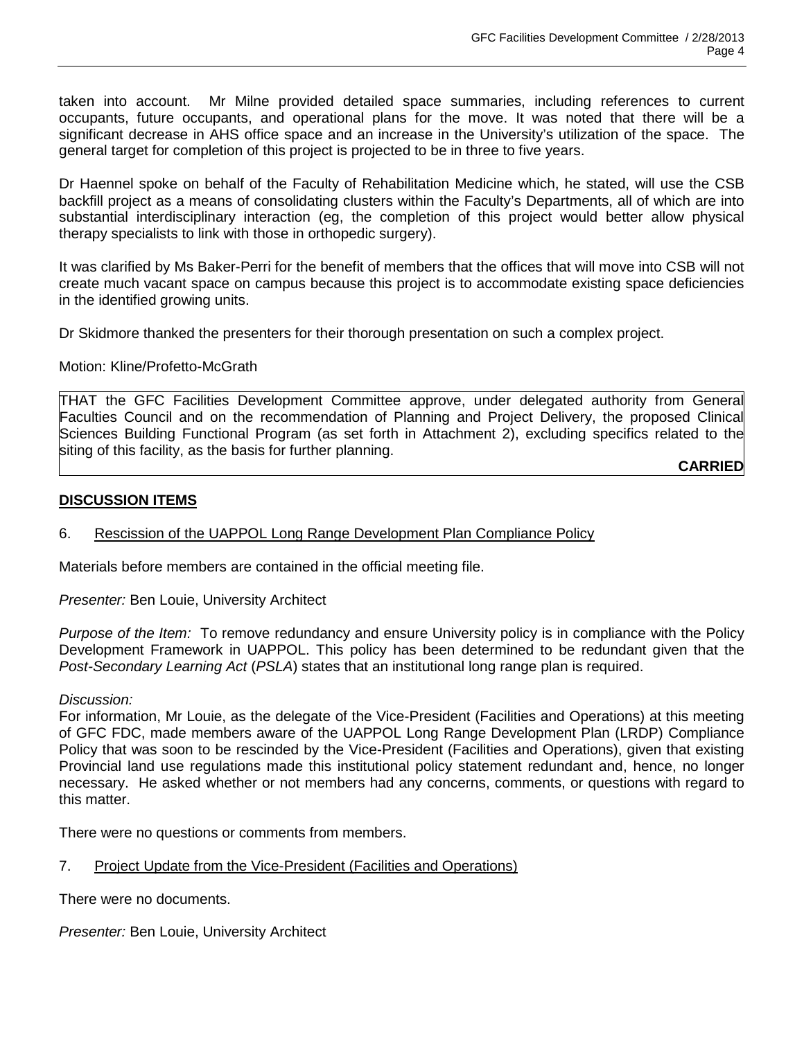taken into account. Mr Milne provided detailed space summaries, including references to current occupants, future occupants, and operational plans for the move. It was noted that there will be a significant decrease in AHS office space and an increase in the University's utilization of the space. The general target for completion of this project is projected to be in three to five years.

Dr Haennel spoke on behalf of the Faculty of Rehabilitation Medicine which, he stated, will use the CSB backfill project as a means of consolidating clusters within the Faculty's Departments, all of which are into substantial interdisciplinary interaction (eg, the completion of this project would better allow physical therapy specialists to link with those in orthopedic surgery).

It was clarified by Ms Baker-Perri for the benefit of members that the offices that will move into CSB will not create much vacant space on campus because this project is to accommodate existing space deficiencies in the identified growing units.

Dr Skidmore thanked the presenters for their thorough presentation on such a complex project.

Motion: Kline/Profetto-McGrath

THAT the GFC Facilities Development Committee approve, under delegated authority from General Faculties Council and on the recommendation of Planning and Project Delivery, the proposed Clinical Sciences Building Functional Program (as set forth in Attachment 2), excluding specifics related to the siting of this facility, as the basis for further planning.

**CARRIED**

## DISCUSSION ITEMS

6. Rescission of the UAPPOL Long Range Development Plan Compliance Policy

Materials before members are contained in the official meeting file.

*Presenter:* Ben Louie, University Architect

*Purpose of the Item:* To remove redundancy and ensure University policy is in compliance with the Policy Development Framework in UAPPOL. This policy has been determined to be redundant given that the *Post-Secondary Learning Act* (*PSLA*) states that an institutional long range plan is required.

*Discussion:*
For information, Mr Louie, as the delegate of the Vice-President (Facilities and Operations) at this meeting of GFC FDC, made members aware of the UAPPOL Long Range Development Plan (LRDP) Compliance Policy that was soon to be rescinded by the Vice-President (Facilities and Operations), given that existing Provincial land use regulations made this institutional policy statement redundant and, hence, no longer necessary. He asked whether or not members had any concerns, comments, or questions with regard to this matter.

There were no questions or comments from members.

7. Project Update from the Vice-President (Facilities and Operations)

There were no documents.

*Presenter:* Ben Louie, University Architect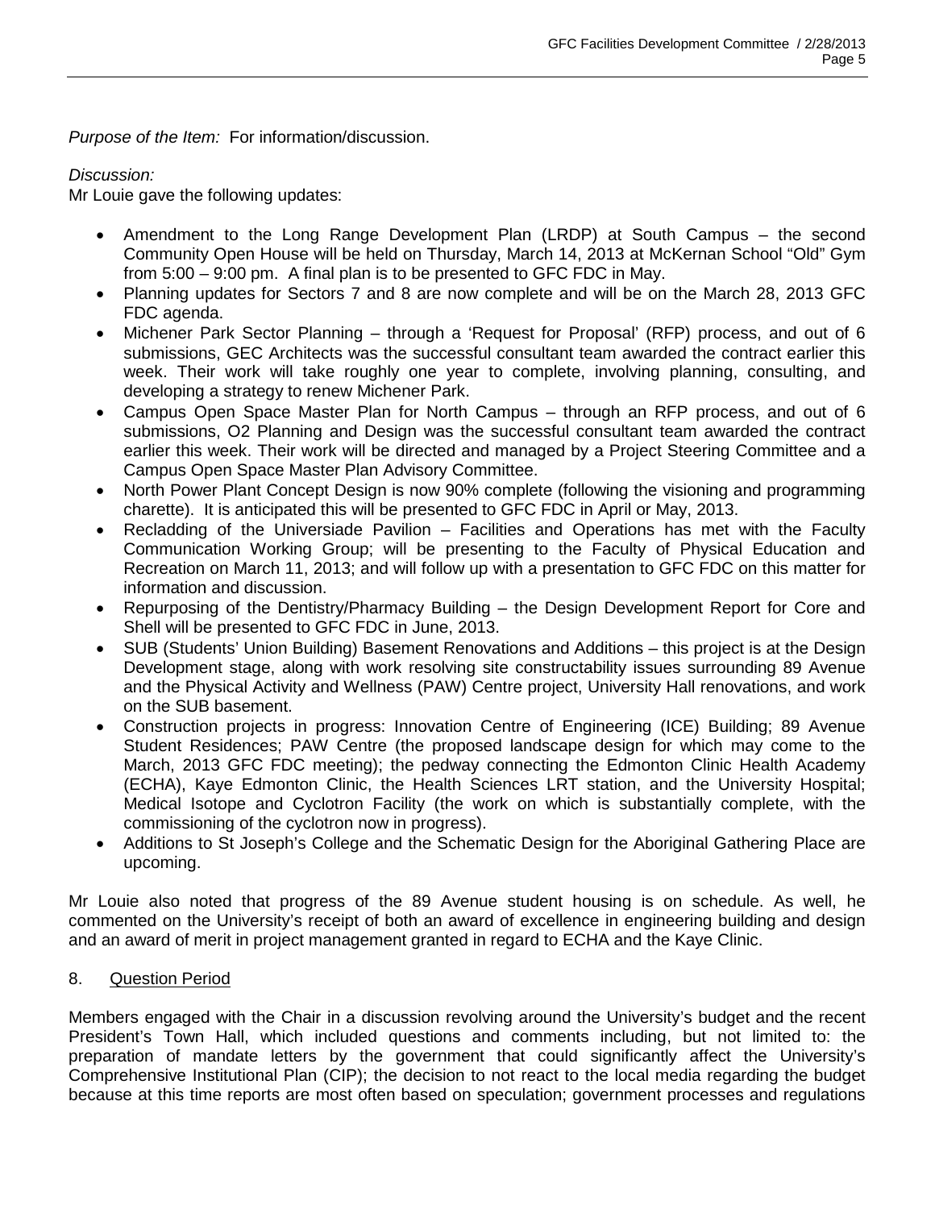*Purpose of the Item:* For information/discussion.

*Discussion:*
Mr Louie gave the following updates:

- Amendment to the Long Range Development Plan (LRDP) at South Campus – the second Community Open House will be held on Thursday, March 14, 2013 at McKernan School "Old" Gym from 5:00 – 9:00 pm. A final plan is to be presented to GFC FDC in May.
- Planning updates for Sectors 7 and 8 are now complete and will be on the March 28, 2013 GFC FDC agenda.
- Michener Park Sector Planning – through a 'Request for Proposal' (RFP) process, and out of 6 submissions, GEC Architects was the successful consultant team awarded the contract earlier this week. Their work will take roughly one year to complete, involving planning, consulting, and developing a strategy to renew Michener Park.
- Campus Open Space Master Plan for North Campus – through an RFP process, and out of 6 submissions, O2 Planning and Design was the successful consultant team awarded the contract earlier this week. Their work will be directed and managed by a Project Steering Committee and a Campus Open Space Master Plan Advisory Committee.
- North Power Plant Concept Design is now 90% complete (following the visioning and programming charette). It is anticipated this will be presented to GFC FDC in April or May, 2013.
- Recladding of the Universiade Pavilion – Facilities and Operations has met with the Faculty Communication Working Group; will be presenting to the Faculty of Physical Education and Recreation on March 11, 2013; and will follow up with a presentation to GFC FDC on this matter for information and discussion.
- Repurposing of the Dentistry/Pharmacy Building – the Design Development Report for Core and Shell will be presented to GFC FDC in June, 2013.
- SUB (Students' Union Building) Basement Renovations and Additions – this project is at the Design Development stage, along with work resolving site constructability issues surrounding 89 Avenue and the Physical Activity and Wellness (PAW) Centre project, University Hall renovations, and work on the SUB basement.
- Construction projects in progress: Innovation Centre of Engineering (ICE) Building; 89 Avenue Student Residences; PAW Centre (the proposed landscape design for which may come to the March, 2013 GFC FDC meeting); the pedway connecting the Edmonton Clinic Health Academy (ECHA), Kaye Edmonton Clinic, the Health Sciences LRT station, and the University Hospital; Medical Isotope and Cyclotron Facility (the work on which is substantially complete, with the commissioning of the cyclotron now in progress).
- Additions to St Joseph's College and the Schematic Design for the Aboriginal Gathering Place are upcoming.

Mr Louie also noted that progress of the 89 Avenue student housing is on schedule. As well, he commented on the University's receipt of both an award of excellence in engineering building and design and an award of merit in project management granted in regard to ECHA and the Kaye Clinic.

8. Question Period

Members engaged with the Chair in a discussion revolving around the University's budget and the recent President's Town Hall, which included questions and comments including, but not limited to: the preparation of mandate letters by the government that could significantly affect the University's Comprehensive Institutional Plan (CIP); the decision to not react to the local media regarding the budget because at this time reports are most often based on speculation; government processes and regulations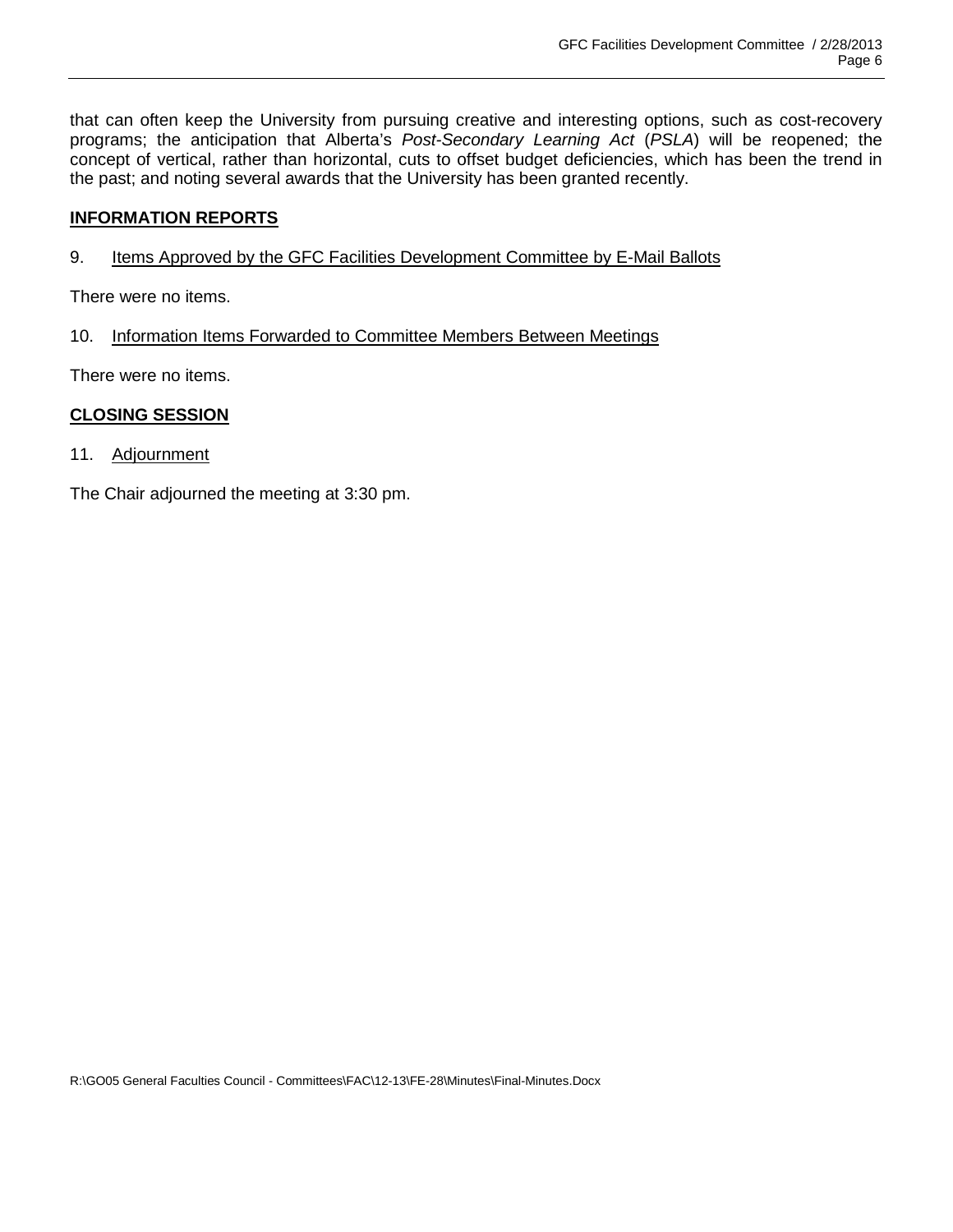that can often keep the University from pursuing creative and interesting options, such as cost-recovery programs; the anticipation that Alberta's *Post-Secondary Learning Act* (*PSLA*) will be reopened; the concept of vertical, rather than horizontal, cuts to offset budget deficiencies, which has been the trend in the past; and noting several awards that the University has been granted recently.

## **INFORMATION REPORTS**

9. Items Approved by the GFC Facilities Development Committee by E-Mail Ballots

There were no items.

10. Information Items Forwarded to Committee Members Between Meetings

There were no items.

## **CLOSING SESSION**

11. Adjournment

The Chair adjourned the meeting at 3:30 pm.

R:\GO05 General Faculties Council - Committees\FAC\12-13\FE-28\Minutes\Final-Minutes.Docx